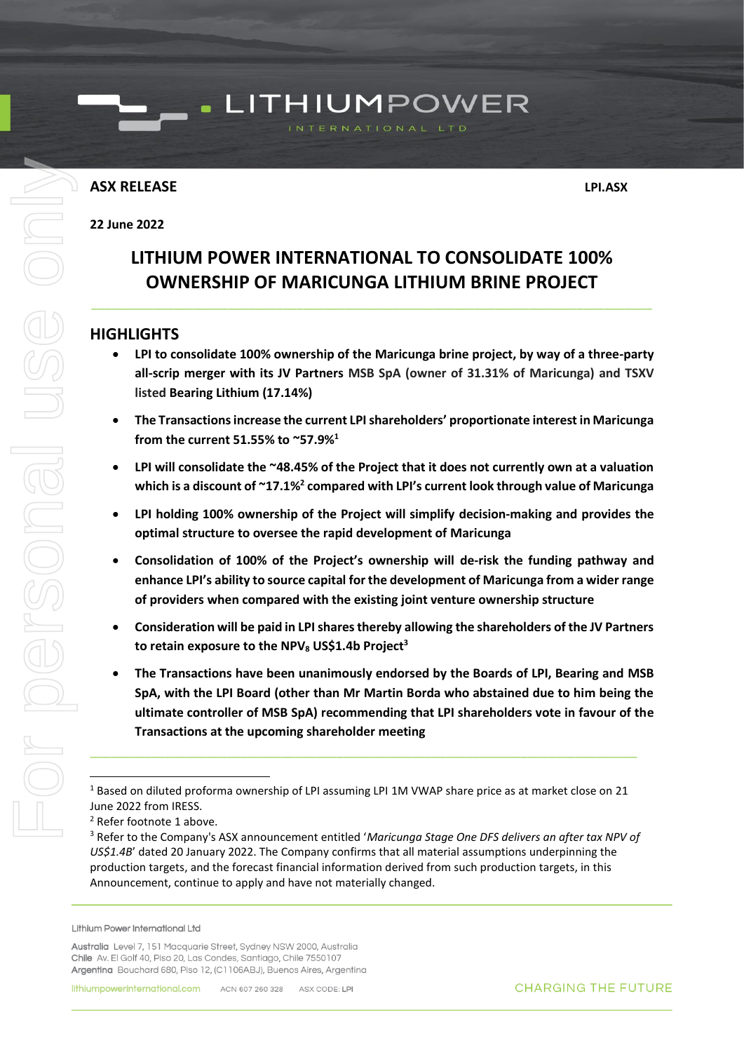**ASX RELEASE** **LPI.ASX**

**22 June 2022**

# LITHIUM POWER INTERNATIONAL TO CONSOLIDATE 100% OWNERSHIP OF MARICUNGA LITHIUM BRINE PROJECT

## HIGHLIGHTS

- **LPI to consolidate 100% ownership of the Maricunga brine project, by way of a three-party all-scrip merger with its JV Partners MSB SpA (owner of 31.31% of Maricunga) and TSXV listed Bearing Lithium (17.14%)**
- **The Transactions increase the current LPI shareholders' proportionate interest in Maricunga from the current 51.55% to ~57.9%[1]**
- **LPI will consolidate the ~48.45% of the Project that it does not currently own at a valuation which is a discount of ~17.1%[2] compared with LPI's current look through value of Maricunga**
- **LPI holding 100% ownership of the Project will simplify decision-making and provides the optimal structure to oversee the rapid development of Maricunga**
- **Consolidation of 100% of the Project's ownership will de-risk the funding pathway and enhance LPI's ability to source capital for the development of Maricunga from a wider range of providers when compared with the existing joint venture ownership structure**
- **Consideration will be paid in LPI shares thereby allowing the shareholders of the JV Partners to retain exposure to the $NPV_8$ US$1.4b Project[3]**
- **The Transactions have been unanimously endorsed by the Boards of LPI, Bearing and MSB SpA, with the LPI Board (other than Mr Martin Borda who abstained due to him being the ultimate controller of MSB SpA) recommending that LPI shareholders vote in favour of the Transactions at the upcoming shareholder meeting**

---

[1] Based on diluted proforma ownership of LPI assuming LPI 1M VWAP share price as at market close on 21 June 2022 from IRESS.

[2] Refer footnote 1 above.

[3] Refer to the Company's ASX announcement entitled '*Maricunga Stage One DFS delivers an after tax NPV of US$1.4B*' dated 20 January 2022. The Company confirms that all material assumptions underpinning the production targets, and the forecast financial information derived from such production targets, in this Announcement, continue to apply and have not materially changed.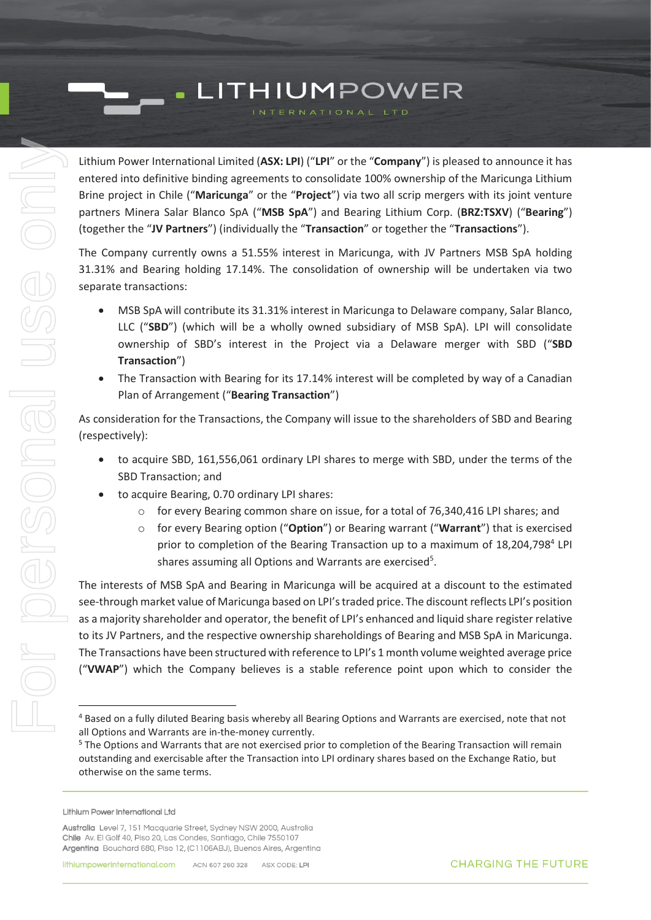Lithium Power International Limited (**ASX: LPI**) ("**LPI**" or the "**Company**") is pleased to announce it has entered into definitive binding agreements to consolidate 100% ownership of the Maricunga Lithium Brine project in Chile ("**Maricunga**" or the "**Project**") via two all scrip mergers with its joint venture partners Minera Salar Blanco SpA ("**MSB SpA**") and Bearing Lithium Corp. (**BRZ:TSXV**) ("**Bearing**") (together the "**JV Partners**") (individually the "**Transaction**" or together the "**Transactions**").

The Company currently owns a 51.55% interest in Maricunga, with JV Partners MSB SpA holding 31.31% and Bearing holding 17.14%. The consolidation of ownership will be undertaken via two separate transactions:

- MSB SpA will contribute its 31.31% interest in Maricunga to Delaware company, Salar Blanco, LLC ("**SBD**") (which will be a wholly owned subsidiary of MSB SpA). LPI will consolidate ownership of SBD's interest in the Project via a Delaware merger with SBD ("**SBD Transaction**")
- The Transaction with Bearing for its 17.14% interest will be completed by way of a Canadian Plan of Arrangement ("**Bearing Transaction**")

As consideration for the Transactions, the Company will issue to the shareholders of SBD and Bearing (respectively):

- to acquire SBD, 161,556,061 ordinary LPI shares to merge with SBD, under the terms of the SBD Transaction; and
- to acquire Bearing, 0.70 ordinary LPI shares:
  - for every Bearing common share on issue, for a total of 76,340,416 LPI shares; and
  - for every Bearing option ("**Option**") or Bearing warrant ("**Warrant**") that is exercised prior to completion of the Bearing Transaction up to a maximum of 18,204,798[4] LPI shares assuming all Options and Warrants are exercised[5].

The interests of MSB SpA and Bearing in Maricunga will be acquired at a discount to the estimated see-through market value of Maricunga based on LPI's traded price. The discount reflects LPI's position as a majority shareholder and operator, the benefit of LPI's enhanced and liquid share register relative to its JV Partners, and the respective ownership shareholdings of Bearing and MSB SpA in Maricunga. The Transactions have been structured with reference to LPI's 1 month volume weighted average price ("**VWAP**") which the Company believes is a stable reference point upon which to consider the

---

[4] Based on a fully diluted Bearing basis whereby all Bearing Options and Warrants are exercised, note that not all Options and Warrants are in-the-money currently.

[5] The Options and Warrants that are not exercised prior to completion of the Bearing Transaction will remain outstanding and exercisable after the Transaction into LPI ordinary shares based on the Exchange Ratio, but otherwise on the same terms.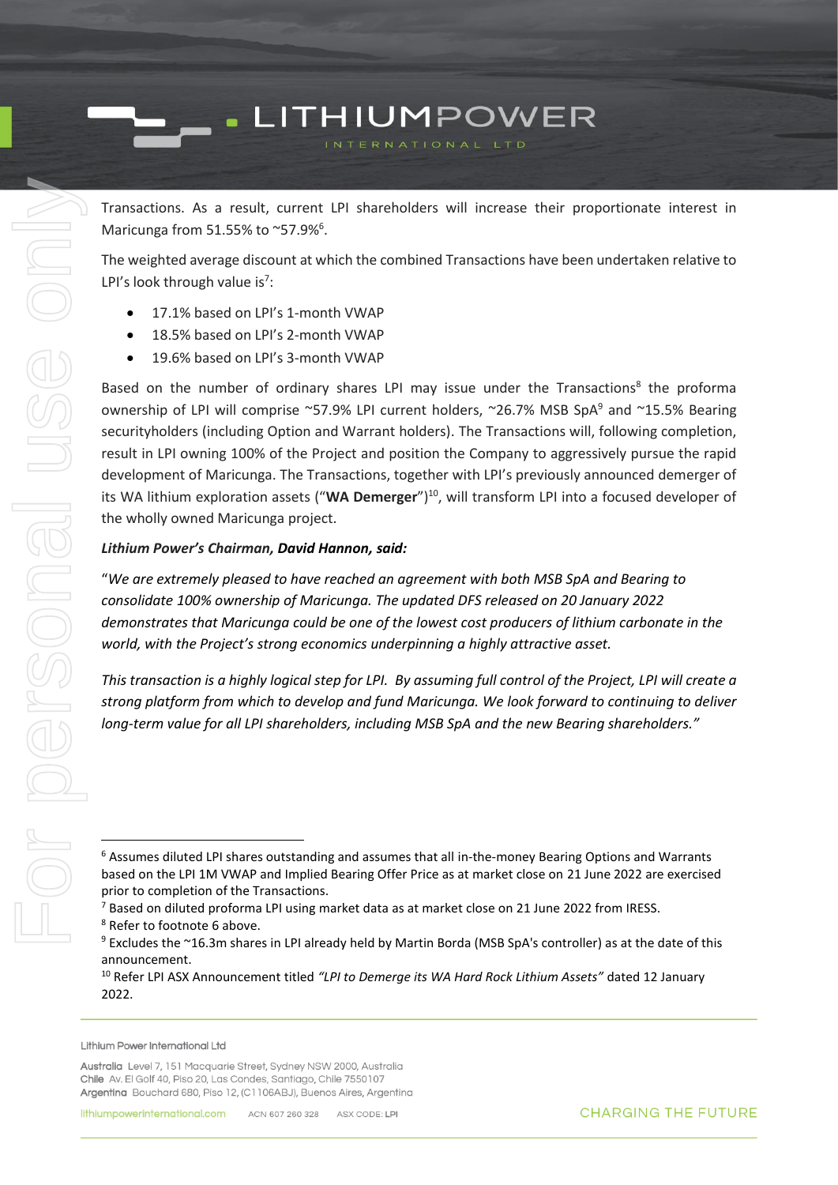Transactions. As a result, current LPI shareholders will increase their proportionate interest in Maricunga from 51.55% to ~57.9%[6].

The weighted average discount at which the combined Transactions have been undertaken relative to LPI's look through value is[7]:

- 17.1% based on LPI's 1-month VWAP
- 18.5% based on LPI's 2-month VWAP
- 19.6% based on LPI's 3-month VWAP

Based on the number of ordinary shares LPI may issue under the Transactions[8] the proforma ownership of LPI will comprise ~57.9% LPI current holders, ~26.7% MSB SpA[9] and ~15.5% Bearing securityholders (including Option and Warrant holders). The Transactions will, following completion, result in LPI owning 100% of the Project and position the Company to aggressively pursue the rapid development of Maricunga. The Transactions, together with LPI's previously announced demerger of its WA lithium exploration assets ("**WA Demerger**")[10], will transform LPI into a focused developer of the wholly owned Maricunga project.

***Lithium Power's Chairman, David Hannon, said:***

"*We are extremely pleased to have reached an agreement with both MSB SpA and Bearing to consolidate 100% ownership of Maricunga. The updated DFS released on 20 January 2022 demonstrates that Maricunga could be one of the lowest cost producers of lithium carbonate in the world, with the Project's strong economics underpinning a highly attractive asset.*

*This transaction is a highly logical step for LPI. By assuming full control of the Project, LPI will create a strong platform from which to develop and fund Maricunga. We look forward to continuing to deliver long-term value for all LPI shareholders, including MSB SpA and the new Bearing shareholders.*"

---

[6] Assumes diluted LPI shares outstanding and assumes that all in-the-money Bearing Options and Warrants based on the LPI 1M VWAP and Implied Bearing Offer Price as at market close on 21 June 2022 are exercised prior to completion of the Transactions.

[7] Based on diluted proforma LPI using market data as at market close on 21 June 2022 from IRESS.

[8] Refer to footnote 6 above.

[9] Excludes the ~16.3m shares in LPI already held by Martin Borda (MSB SpA's controller) as at the date of this announcement.

[10] Refer LPI ASX Announcement titled *"LPI to Demerge its WA Hard Rock Lithium Assets"* dated 12 January 2022.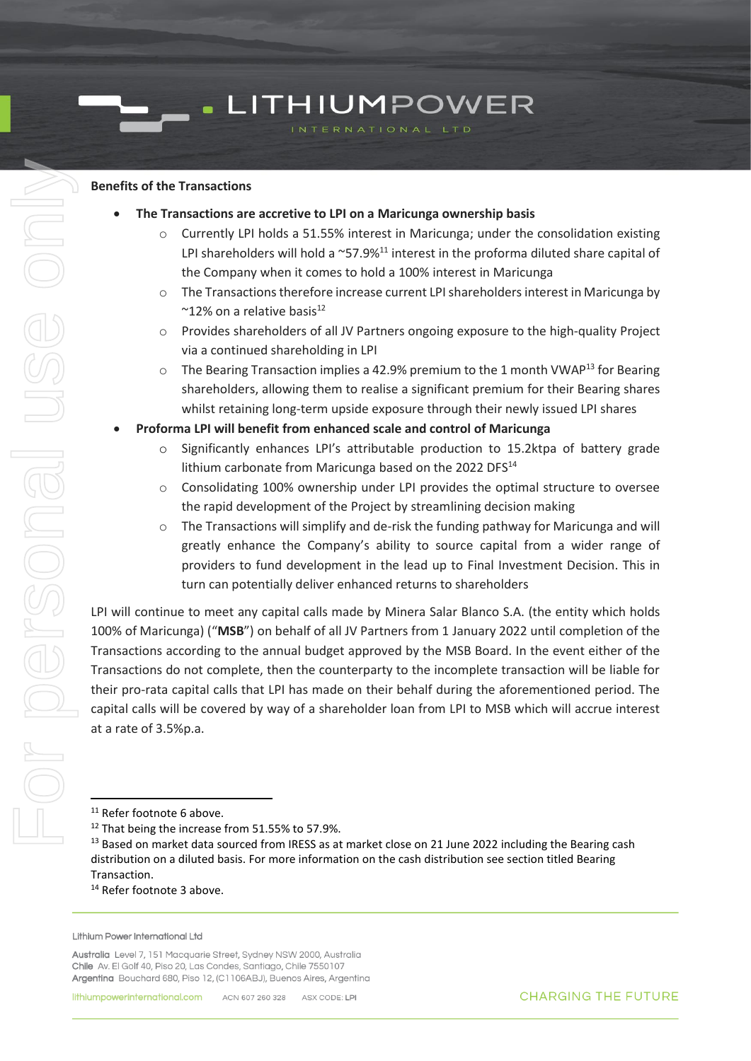**Benefits of the Transactions**

- **The Transactions are accretive to LPI on a Maricunga ownership basis**
  - Currently LPI holds a 51.55% interest in Maricunga; under the consolidation existing LPI shareholders will hold a ~57.9%[11] interest in the proforma diluted share capital of the Company when it comes to hold a 100% interest in Maricunga
  - The Transactions therefore increase current LPI shareholders interest in Maricunga by ~12% on a relative basis[12]
  - Provides shareholders of all JV Partners ongoing exposure to the high-quality Project via a continued shareholding in LPI
  - The Bearing Transaction implies a 42.9% premium to the 1 month VWAP[13] for Bearing shareholders, allowing them to realise a significant premium for their Bearing shares whilst retaining long-term upside exposure through their newly issued LPI shares
- **Proforma LPI will benefit from enhanced scale and control of Maricunga**
  - Significantly enhances LPI's attributable production to 15.2ktpa of battery grade lithium carbonate from Maricunga based on the 2022 DFS[14]
  - Consolidating 100% ownership under LPI provides the optimal structure to oversee the rapid development of the Project by streamlining decision making
  - The Transactions will simplify and de-risk the funding pathway for Maricunga and will greatly enhance the Company's ability to source capital from a wider range of providers to fund development in the lead up to Final Investment Decision. This in turn can potentially deliver enhanced returns to shareholders

LPI will continue to meet any capital calls made by Minera Salar Blanco S.A. (the entity which holds 100% of Maricunga) ("**MSB**") on behalf of all JV Partners from 1 January 2022 until completion of the Transactions according to the annual budget approved by the MSB Board. In the event either of the Transactions do not complete, then the counterparty to the incomplete transaction will be liable for their pro-rata capital calls that LPI has made on their behalf during the aforementioned period. The capital calls will be covered by way of a shareholder loan from LPI to MSB which will accrue interest at a rate of 3.5%p.a.

---

[11] Refer footnote 6 above.
[12] That being the increase from 51.55% to 57.9%.
[13] Based on market data sourced from IRESS as at market close on 21 June 2022 including the Bearing cash distribution on a diluted basis. For more information on the cash distribution see section titled Bearing Transaction.
[14] Refer footnote 3 above.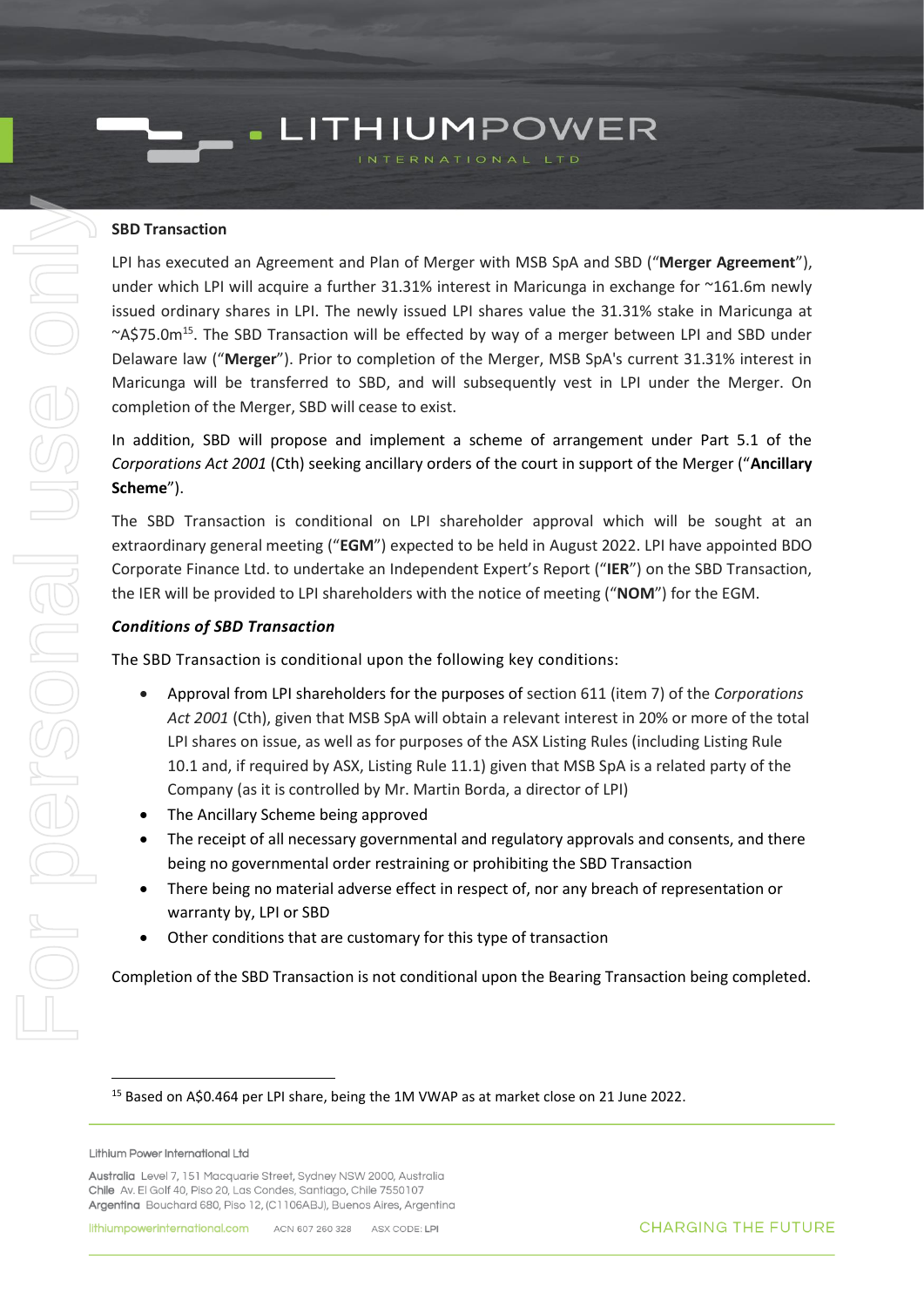## SBD Transaction

LPI has executed an Agreement and Plan of Merger with MSB SpA and SBD ("**Merger Agreement**"), under which LPI will acquire a further 31.31% interest in Maricunga in exchange for ~161.6m newly issued ordinary shares in LPI. The newly issued LPI shares value the 31.31% stake in Maricunga at ~A$75.0m[15]. The SBD Transaction will be effected by way of a merger between LPI and SBD under Delaware law ("**Merger**"). Prior to completion of the Merger, MSB SpA's current 31.31% interest in Maricunga will be transferred to SBD, and will subsequently vest in LPI under the Merger. On completion of the Merger, SBD will cease to exist.

In addition, SBD will propose and implement a scheme of arrangement under Part 5.1 of the *Corporations Act 2001* (Cth) seeking ancillary orders of the court in support of the Merger ("**Ancillary Scheme**").

The SBD Transaction is conditional on LPI shareholder approval which will be sought at an extraordinary general meeting ("**EGM**") expected to be held in August 2022. LPI have appointed BDO Corporate Finance Ltd. to undertake an Independent Expert's Report ("**IER**") on the SBD Transaction, the IER will be provided to LPI shareholders with the notice of meeting ("**NOM**") for the EGM.

### *Conditions of SBD Transaction*

The SBD Transaction is conditional upon the following key conditions:

- Approval from LPI shareholders for the purposes of section 611 (item 7) of the *Corporations Act 2001* (Cth), given that MSB SpA will obtain a relevant interest in 20% or more of the total LPI shares on issue, as well as for purposes of the ASX Listing Rules (including Listing Rule 10.1 and, if required by ASX, Listing Rule 11.1) given that MSB SpA is a related party of the Company (as it is controlled by Mr. Martin Borda, a director of LPI)
- The Ancillary Scheme being approved
- The receipt of all necessary governmental and regulatory approvals and consents, and there being no governmental order restraining or prohibiting the SBD Transaction
- There being no material adverse effect in respect of, nor any breach of representation or warranty by, LPI or SBD
- Other conditions that are customary for this type of transaction

Completion of the SBD Transaction is not conditional upon the Bearing Transaction being completed.

---

[15] Based on A$0.464 per LPI share, being the 1M VWAP as at market close on 21 June 2022.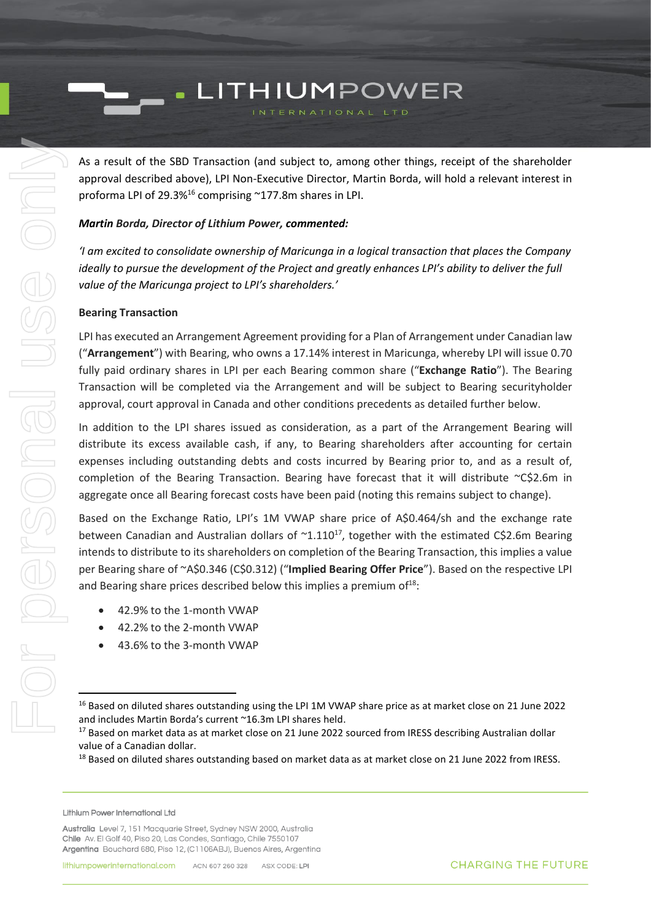As a result of the SBD Transaction (and subject to, among other things, receipt of the shareholder approval described above), LPI Non-Executive Director, Martin Borda, will hold a relevant interest in proforma LPI of 29.3%[16] comprising ~177.8m shares in LPI.

***Martin Borda, Director of Lithium Power, commented:***

*'I am excited to consolidate ownership of Maricunga in a logical transaction that places the Company ideally to pursue the development of the Project and greatly enhances LPI's ability to deliver the full value of the Maricunga project to LPI's shareholders.'*

**Bearing Transaction**

LPI has executed an Arrangement Agreement providing for a Plan of Arrangement under Canadian law ("**Arrangement**") with Bearing, who owns a 17.14% interest in Maricunga, whereby LPI will issue 0.70 fully paid ordinary shares in LPI per each Bearing common share ("**Exchange Ratio**"). The Bearing Transaction will be completed via the Arrangement and will be subject to Bearing securityholder approval, court approval in Canada and other conditions precedents as detailed further below.

In addition to the LPI shares issued as consideration, as a part of the Arrangement Bearing will distribute its excess available cash, if any, to Bearing shareholders after accounting for certain expenses including outstanding debts and costs incurred by Bearing prior to, and as a result of, completion of the Bearing Transaction. Bearing have forecast that it will distribute ~C$2.6m in aggregate once all Bearing forecast costs have been paid (noting this remains subject to change).

Based on the Exchange Ratio, LPI's 1M VWAP share price of A$0.464/sh and the exchange rate between Canadian and Australian dollars of ~1.110[17], together with the estimated C$2.6m Bearing intends to distribute to its shareholders on completion of the Bearing Transaction, this implies a value per Bearing share of ~A$0.346 (C$0.312) ("**Implied Bearing Offer Price**"). Based on the respective LPI and Bearing share prices described below this implies a premium of[18]:

- 42.9% to the 1-month VWAP
- 42.2% to the 2-month VWAP
- 43.6% to the 3-month VWAP

---

[16] Based on diluted shares outstanding using the LPI 1M VWAP share price as at market close on 21 June 2022 and includes Martin Borda's current ~16.3m LPI shares held.

[17] Based on market data as at market close on 21 June 2022 sourced from IRESS describing Australian dollar value of a Canadian dollar.

[18] Based on diluted shares outstanding based on market data as at market close on 21 June 2022 from IRESS.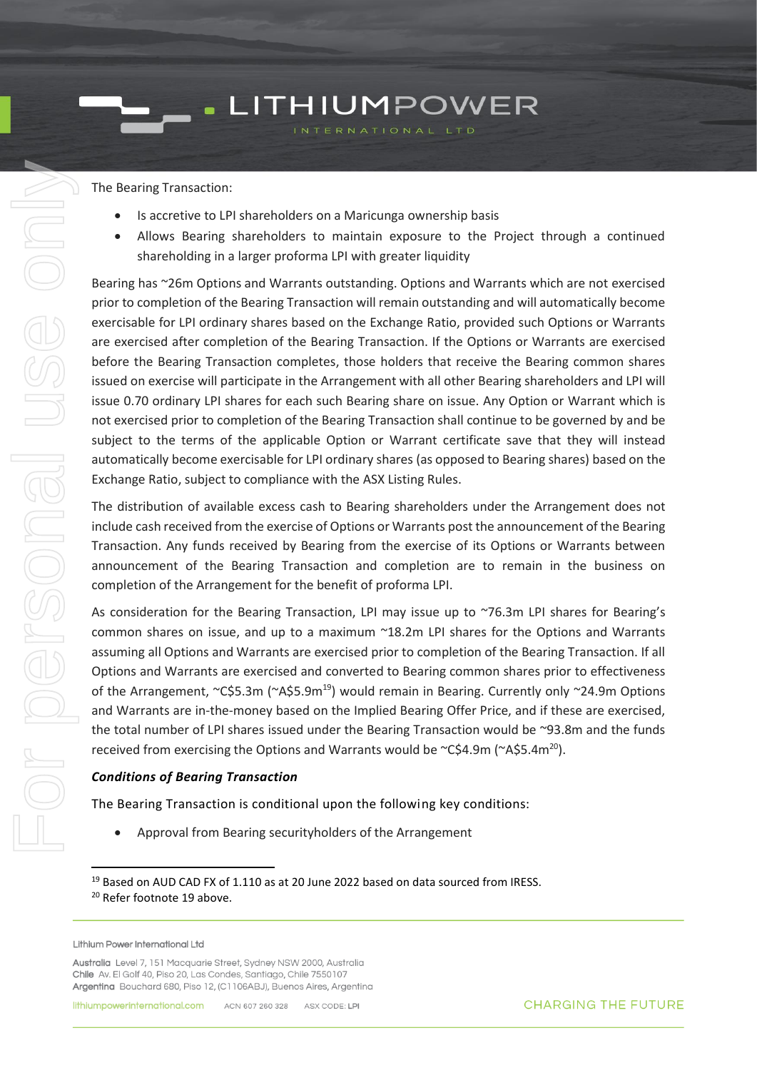The Bearing Transaction:

- Is accretive to LPI shareholders on a Maricunga ownership basis
- Allows Bearing shareholders to maintain exposure to the Project through a continued shareholding in a larger proforma LPI with greater liquidity

Bearing has ~26m Options and Warrants outstanding. Options and Warrants which are not exercised prior to completion of the Bearing Transaction will remain outstanding and will automatically become exercisable for LPI ordinary shares based on the Exchange Ratio, provided such Options or Warrants are exercised after completion of the Bearing Transaction. If the Options or Warrants are exercised before the Bearing Transaction completes, those holders that receive the Bearing common shares issued on exercise will participate in the Arrangement with all other Bearing shareholders and LPI will issue 0.70 ordinary LPI shares for each such Bearing share on issue. Any Option or Warrant which is not exercised prior to completion of the Bearing Transaction shall continue to be governed by and be subject to the terms of the applicable Option or Warrant certificate save that they will instead automatically become exercisable for LPI ordinary shares (as opposed to Bearing shares) based on the Exchange Ratio, subject to compliance with the ASX Listing Rules.

The distribution of available excess cash to Bearing shareholders under the Arrangement does not include cash received from the exercise of Options or Warrants post the announcement of the Bearing Transaction. Any funds received by Bearing from the exercise of its Options or Warrants between announcement of the Bearing Transaction and completion are to remain in the business on completion of the Arrangement for the benefit of proforma LPI.

As consideration for the Bearing Transaction, LPI may issue up to ~76.3m LPI shares for Bearing's common shares on issue, and up to a maximum ~18.2m LPI shares for the Options and Warrants assuming all Options and Warrants are exercised prior to completion of the Bearing Transaction. If all Options and Warrants are exercised and converted to Bearing common shares prior to effectiveness of the Arrangement, ~C$5.3m (~A$5.9m[19]) would remain in Bearing. Currently only ~24.9m Options and Warrants are in-the-money based on the Implied Bearing Offer Price, and if these are exercised, the total number of LPI shares issued under the Bearing Transaction would be ~93.8m and the funds received from exercising the Options and Warrants would be ~C$4.9m (~A$5.4m[20]).

***Conditions of Bearing Transaction***

The Bearing Transaction is conditional upon the following key conditions:

- Approval from Bearing securityholders of the Arrangement

---

[19] Based on AUD CAD FX of 1.110 as at 20 June 2022 based on data sourced from IRESS.
[20] Refer footnote 19 above.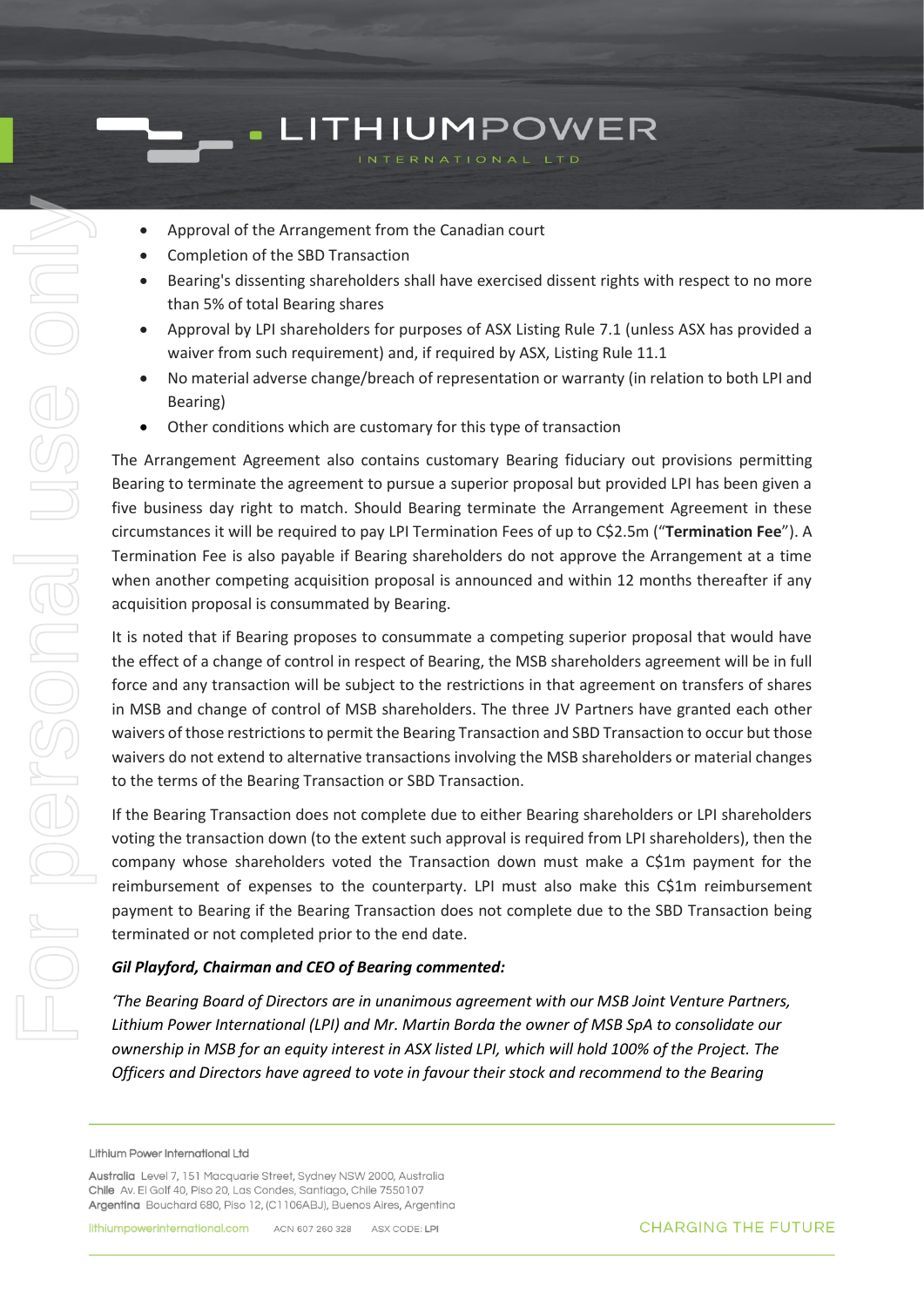- Approval of the Arrangement from the Canadian court
- Completion of the SBD Transaction
- Bearing's dissenting shareholders shall have exercised dissent rights with respect to no more than 5% of total Bearing shares
- Approval by LPI shareholders for purposes of ASX Listing Rule 7.1 (unless ASX has provided a waiver from such requirement) and, if required by ASX, Listing Rule 11.1
- No material adverse change/breach of representation or warranty (in relation to both LPI and Bearing)
- Other conditions which are customary for this type of transaction

The Arrangement Agreement also contains customary Bearing fiduciary out provisions permitting Bearing to terminate the agreement to pursue a superior proposal but provided LPI has been given a five business day right to match. Should Bearing terminate the Arrangement Agreement in these circumstances it will be required to pay LPI Termination Fees of up to C$2.5m ("**Termination Fee**"). A Termination Fee is also payable if Bearing shareholders do not approve the Arrangement at a time when another competing acquisition proposal is announced and within 12 months thereafter if any acquisition proposal is consummated by Bearing.

It is noted that if Bearing proposes to consummate a competing superior proposal that would have the effect of a change of control in respect of Bearing, the MSB shareholders agreement will be in full force and any transaction will be subject to the restrictions in that agreement on transfers of shares in MSB and change of control of MSB shareholders. The three JV Partners have granted each other waivers of those restrictions to permit the Bearing Transaction and SBD Transaction to occur but those waivers do not extend to alternative transactions involving the MSB shareholders or material changes to the terms of the Bearing Transaction or SBD Transaction.

If the Bearing Transaction does not complete due to either Bearing shareholders or LPI shareholders voting the transaction down (to the extent such approval is required from LPI shareholders), then the company whose shareholders voted the Transaction down must make a C$1m payment for the reimbursement of expenses to the counterparty. LPI must also make this C$1m reimbursement payment to Bearing if the Bearing Transaction does not complete due to the SBD Transaction being terminated or not completed prior to the end date.

***Gil Playford, Chairman and CEO of Bearing commented:***

*'The Bearing Board of Directors are in unanimous agreement with our MSB Joint Venture Partners, Lithium Power International (LPI) and Mr. Martin Borda the owner of MSB SpA to consolidate our ownership in MSB for an equity interest in ASX listed LPI, which will hold 100% of the Project. The Officers and Directors have agreed to vote in favour their stock and recommend to the Bearing*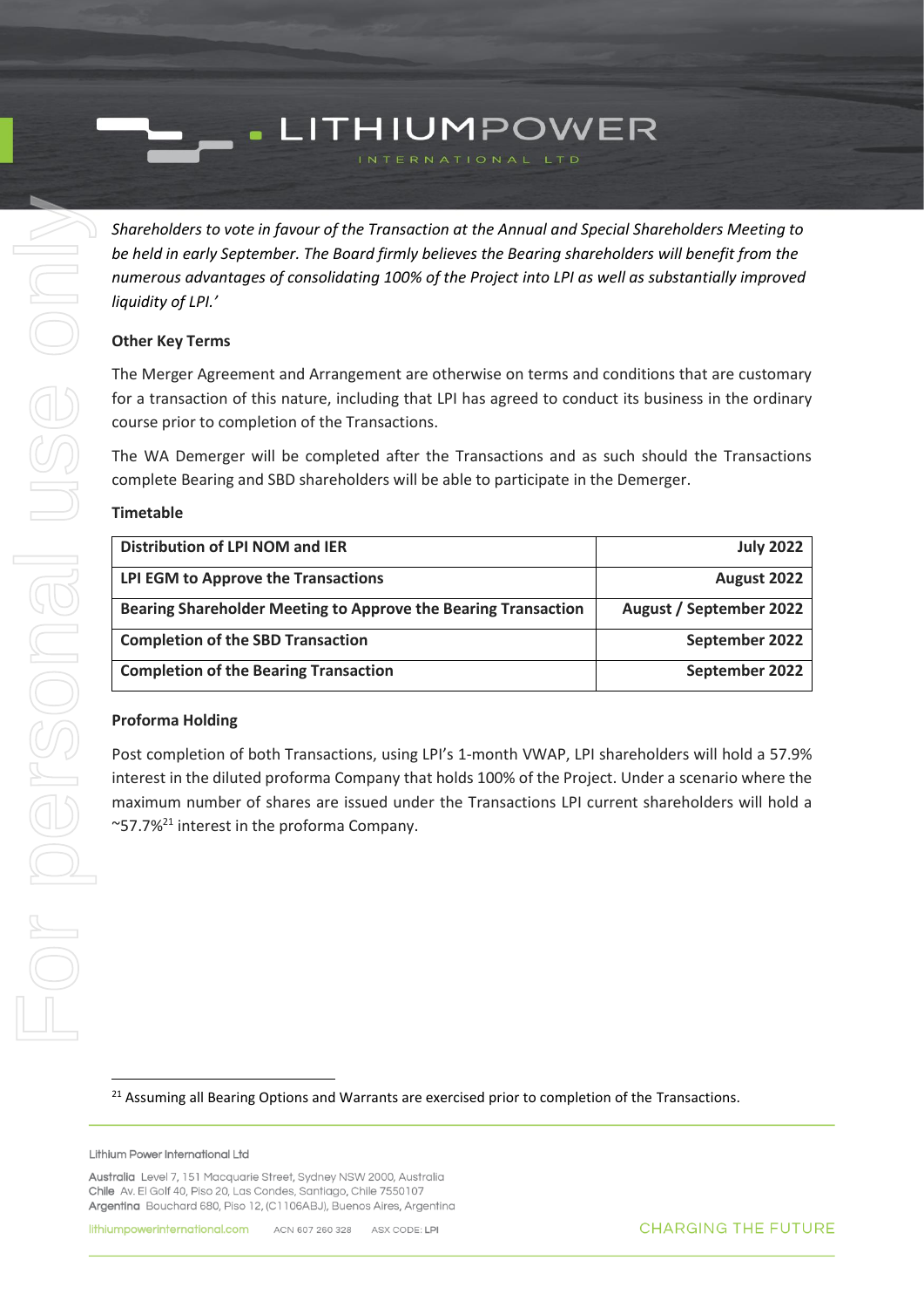*Shareholders to vote in favour of the Transaction at the Annual and Special Shareholders Meeting to be held in early September. The Board firmly believes the Bearing shareholders will benefit from the numerous advantages of consolidating 100% of the Project into LPI as well as substantially improved liquidity of LPI.'*

**Other Key Terms**

The Merger Agreement and Arrangement are otherwise on terms and conditions that are customary for a transaction of this nature, including that LPI has agreed to conduct its business in the ordinary course prior to completion of the Transactions.

The WA Demerger will be completed after the Transactions and as such should the Transactions complete Bearing and SBD shareholders will be able to participate in the Demerger.

**Timetable**

| | |
|---|---:|
| **Distribution of LPI NOM and IER** | **July 2022** |
| **LPI EGM to Approve the Transactions** | **August 2022** |
| **Bearing Shareholder Meeting to Approve the Bearing Transaction** | **August / September 2022** |
| **Completion of the SBD Transaction** | **September 2022** |
| **Completion of the Bearing Transaction** | **September 2022** |

**Proforma Holding**

Post completion of both Transactions, using LPI's 1-month VWAP, LPI shareholders will hold a 57.9% interest in the diluted proforma Company that holds 100% of the Project. Under a scenario where the maximum number of shares are issued under the Transactions LPI current shareholders will hold a ~57.7%[21] interest in the proforma Company.

[21] Assuming all Bearing Options and Warrants are exercised prior to completion of the Transactions.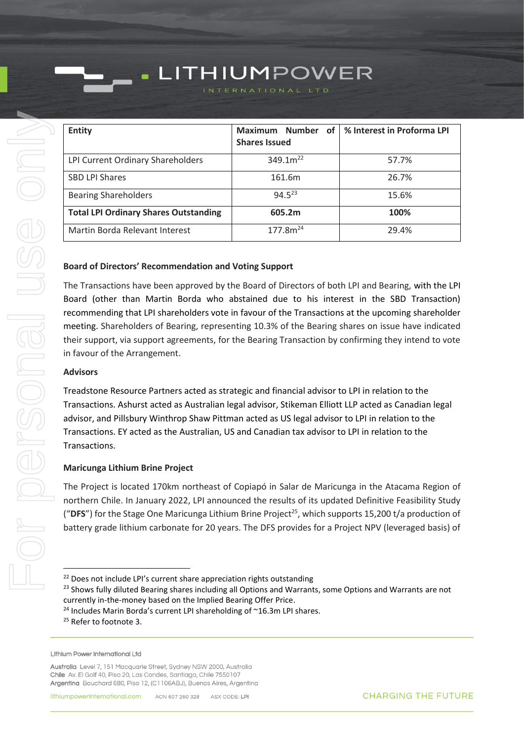| Entity | Maximum Number of Shares Issued | % Interest in Proforma LPI |
|---|---|---|
| LPI Current Ordinary Shareholders | 349.1m[22] | 57.7% |
| SBD LPI Shares | 161.6m | 26.7% |
| Bearing Shareholders | 94.5[23] | 15.6% |
| **Total LPI Ordinary Shares Outstanding** | **605.2m** | **100%** |
| Martin Borda Relevant Interest | 177.8m[24] | 29.4% |

**Board of Directors' Recommendation and Voting Support**

The Transactions have been approved by the Board of Directors of both LPI and Bearing, with the LPI Board (other than Martin Borda who abstained due to his interest in the SBD Transaction) recommending that LPI shareholders vote in favour of the Transactions at the upcoming shareholder meeting. Shareholders of Bearing, representing 10.3% of the Bearing shares on issue have indicated their support, via support agreements, for the Bearing Transaction by confirming they intend to vote in favour of the Arrangement.

**Advisors**

Treadstone Resource Partners acted as strategic and financial advisor to LPI in relation to the Transactions. Ashurst acted as Australian legal advisor, Stikeman Elliott LLP acted as Canadian legal advisor, and Pillsbury Winthrop Shaw Pittman acted as US legal advisor to LPI in relation to the Transactions. EY acted as the Australian, US and Canadian tax advisor to LPI in relation to the Transactions.

**Maricunga Lithium Brine Project**

The Project is located 170km northeast of Copiapó in Salar de Maricunga in the Atacama Region of northern Chile. In January 2022, LPI announced the results of its updated Definitive Feasibility Study ("**DFS**") for the Stage One Maricunga Lithium Brine Project[25], which supports 15,200 t/a production of battery grade lithium carbonate for 20 years. The DFS provides for a Project NPV (leveraged basis) of

[22] Does not include LPI's current share appreciation rights outstanding
[23] Shows fully diluted Bearing shares including all Options and Warrants, some Options and Warrants are not currently in-the-money based on the Implied Bearing Offer Price.
[24] Includes Marin Borda's current LPI shareholding of ~16.3m LPI shares.
[25] Refer to footnote 3.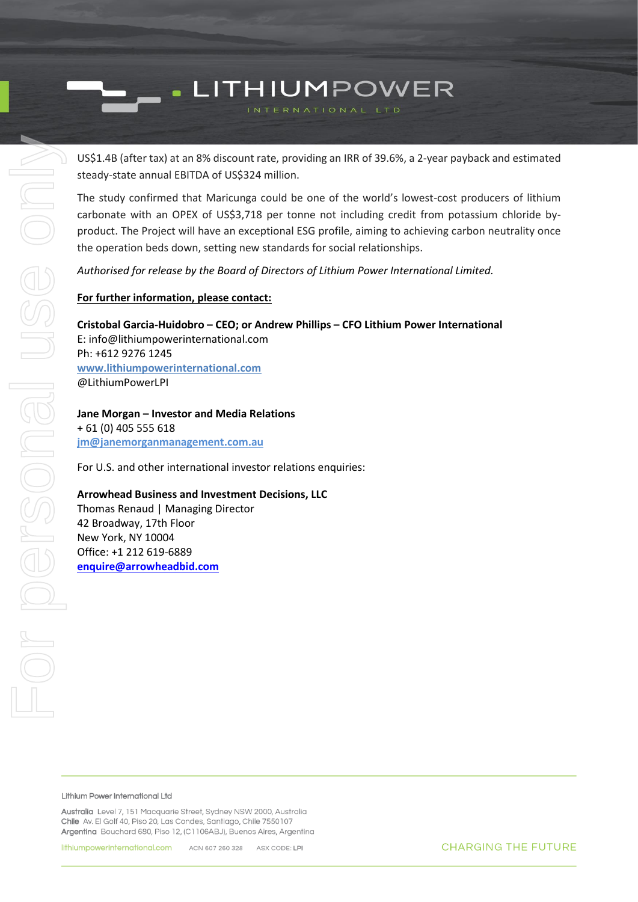US$1.4B (after tax) at an 8% discount rate, providing an IRR of 39.6%, a 2-year payback and estimated steady-state annual EBITDA of US$324 million.

The study confirmed that Maricunga could be one of the world's lowest-cost producers of lithium carbonate with an OPEX of US$3,718 per tonne not including credit from potassium chloride by-product. The Project will have an exceptional ESG profile, aiming to achieving carbon neutrality once the operation beds down, setting new standards for social relationships.

*Authorised for release by the Board of Directors of Lithium Power International Limited.*

**For further information, please contact:**

**Cristobal Garcia-Huidobro – CEO; or Andrew Phillips – CFO Lithium Power International**
E: info@lithiumpowerinternational.com
Ph: +612 9276 1245
**www.lithiumpowerinternational.com**
@LithiumPowerLPI

**Jane Morgan – Investor and Media Relations**
+ 61 (0) 405 555 618
**jm@janemorganmanagement.com.au**

For U.S. and other international investor relations enquiries:

**Arrowhead Business and Investment Decisions, LLC**
Thomas Renaud | Managing Director
42 Broadway, 17th Floor
New York, NY 10004
Office: +1 212 619-6889
**enquire@arrowheadbid.com**

Lithium Power International Ltd

**Australia** Level 7, 151 Macquarie Street, Sydney NSW 2000, Australia
**Chile** Av. El Golf 40, Piso 20, Las Condes, Santiago, Chile 7550107
**Argentina** Bouchard 680, Piso 12, (C1106ABJ), Buenos Aires, Argentina

lithiumpowerinternational.com ACN 607 260 328 ASX CODE: **LPI**

CHARGING THE FUTURE